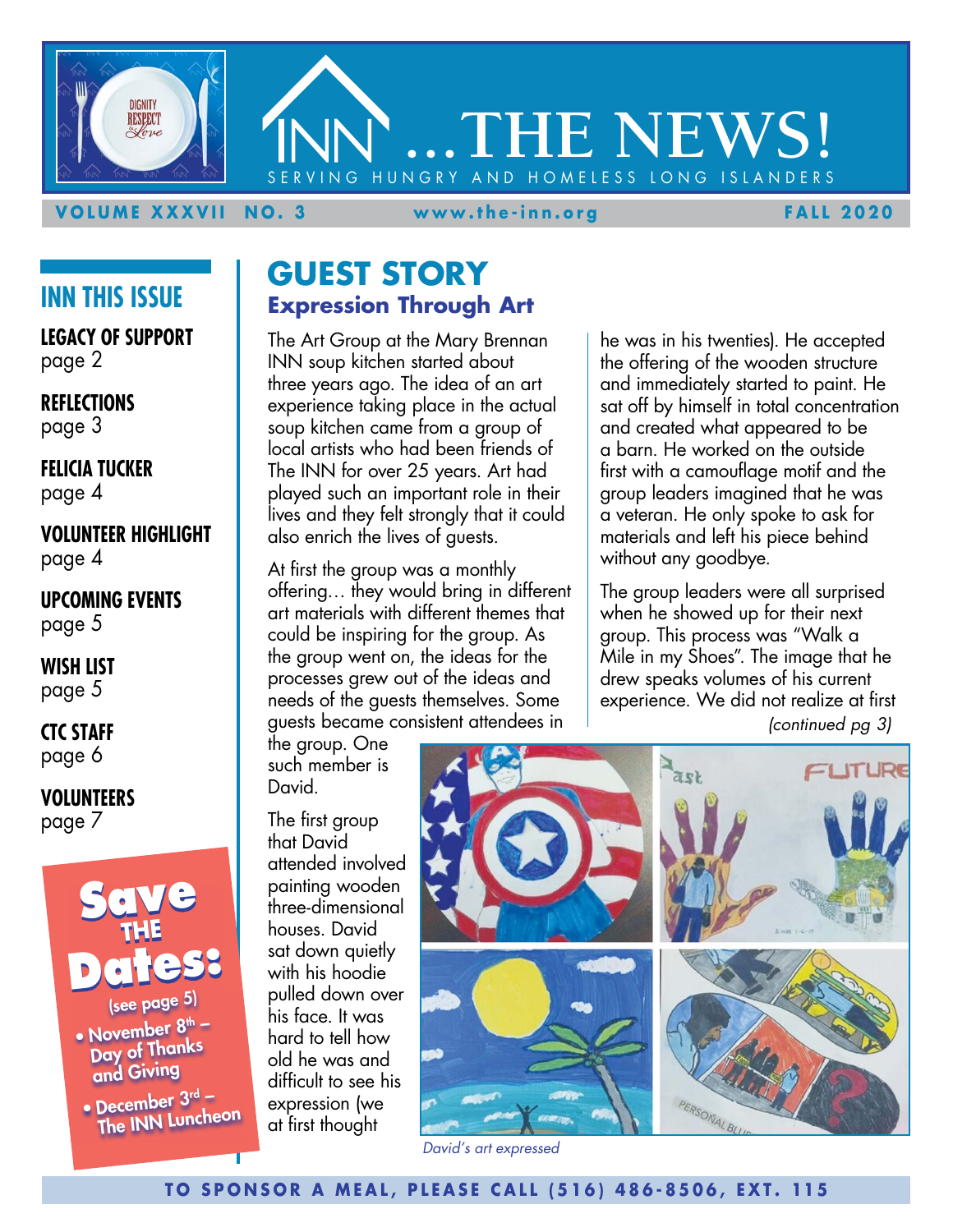# INN ...THE NEWS!

SERVING HUNGRY AND HOMELESS LONG ISLANDERS

**VOLUME XXXVII NO. 3** **www.the-inn.org** **FALL 2020**

## INN THIS ISSUE

**LEGACY OF SUPPORT**
page 2

**REFLECTIONS**
page 3

**FELICIA TUCKER**
page 4

**VOLUNTEER HIGHLIGHT**
page 4

**UPCOMING EVENTS**
page 5

**WISH LIST**
page 5

**CTC STAFF**
page 6

**VOLUNTEERS**
page 7

**Save THE Dates:**
(see page 5)

- November 8th – Day of Thanks and Giving
- December 3rd – The INN Luncheon

## GUEST STORY

### Expression Through Art

The Art Group at the Mary Brennan INN soup kitchen started about three years ago. The idea of an art experience taking place in the actual soup kitchen came from a group of local artists who had been friends of The INN for over 25 years. Art had played such an important role in their lives and they felt strongly that it could also enrich the lives of guests.

At first the group was a monthly offering… they would bring in different art materials with different themes that could be inspiring for the group. As the group went on, the ideas for the processes grew out of the ideas and needs of the guests themselves. Some guests became consistent attendees in the group. One such member is David.

The first group that David attended involved painting wooden three-dimensional houses. David sat down quietly with his hoodie pulled down over his face. It was hard to tell how old he was and difficult to see his expression (we at first thought he was in his twenties). He accepted the offering of the wooden structure and immediately started to paint. He sat off by himself in total concentration and created what appeared to be a barn. He worked on the outside first with a camouflage motif and the group leaders imagined that he was a veteran. He only spoke to ask for materials and left his piece behind without any goodbye.

The group leaders were all surprised when he showed up for their next group. This process was "Walk a Mile in my Shoes". The image that he drew speaks volumes of his current experience. We did not realize at first

*(continued pg 3)*

*David's art expressed*

**TO SPONSOR A MEAL, PLEASE CALL (516) 486-8506, EXT. 115**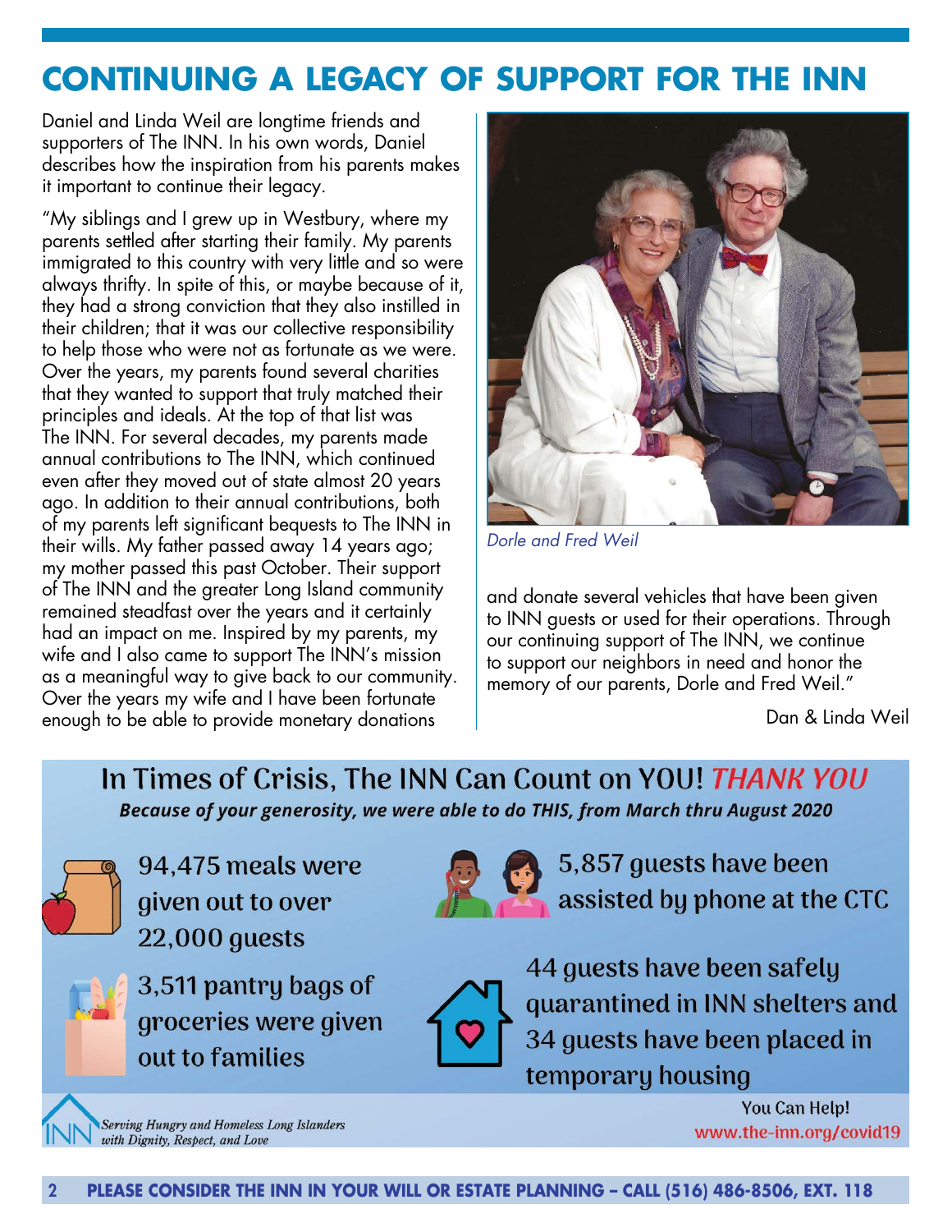# CONTINUING A LEGACY OF SUPPORT FOR THE INN

Daniel and Linda Weil are longtime friends and supporters of The INN. In his own words, Daniel describes how the inspiration from his parents makes it important to continue their legacy.

"My siblings and I grew up in Westbury, where my parents settled after starting their family. My parents immigrated to this country with very little and so were always thrifty. In spite of this, or maybe because of it, they had a strong conviction that they also instilled in their children; that it was our collective responsibility to help those who were not as fortunate as we were. Over the years, my parents found several charities that they wanted to support that truly matched their principles and ideals. At the top of that list was The INN. For several decades, my parents made annual contributions to The INN, which continued even after they moved out of state almost 20 years ago. In addition to their annual contributions, both of my parents left significant bequests to The INN in their wills. My father passed away 14 years ago; my mother passed this past October. Their support of The INN and the greater Long Island community remained steadfast over the years and it certainly had an impact on me. Inspired by my parents, my wife and I also came to support The INN's mission as a meaningful way to give back to our community. Over the years my wife and I have been fortunate enough to be able to provide monetary donations and donate several vehicles that have been given to INN guests or used for their operations. Through our continuing support of The INN, we continue to support our neighbors in need and honor the memory of our parents, Dorle and Fred Weil."

Dan & Linda Weil

*Dorle and Fred Weil*

## In Times of Crisis, The INN Can Count on YOU! *THANK YOU*

***Because of your generosity, we were able to do THIS, from March thru August 2020***

- 94,475 meals were given out to over 22,000 guests
- 3,511 pantry bags of groceries were given out to families
- 5,857 guests have been assisted by phone at the CTC
- 44 guests have been safely quarantined in INN shelters and 34 guests have been placed in temporary housing

*Serving Hungry and Homeless Long Islanders with Dignity, Respect, and Love*

You Can Help!
www.the-inn.org/covid19

**PLEASE CONSIDER THE INN IN YOUR WILL OR ESTATE PLANNING – CALL (516) 486-8506, EXT. 118**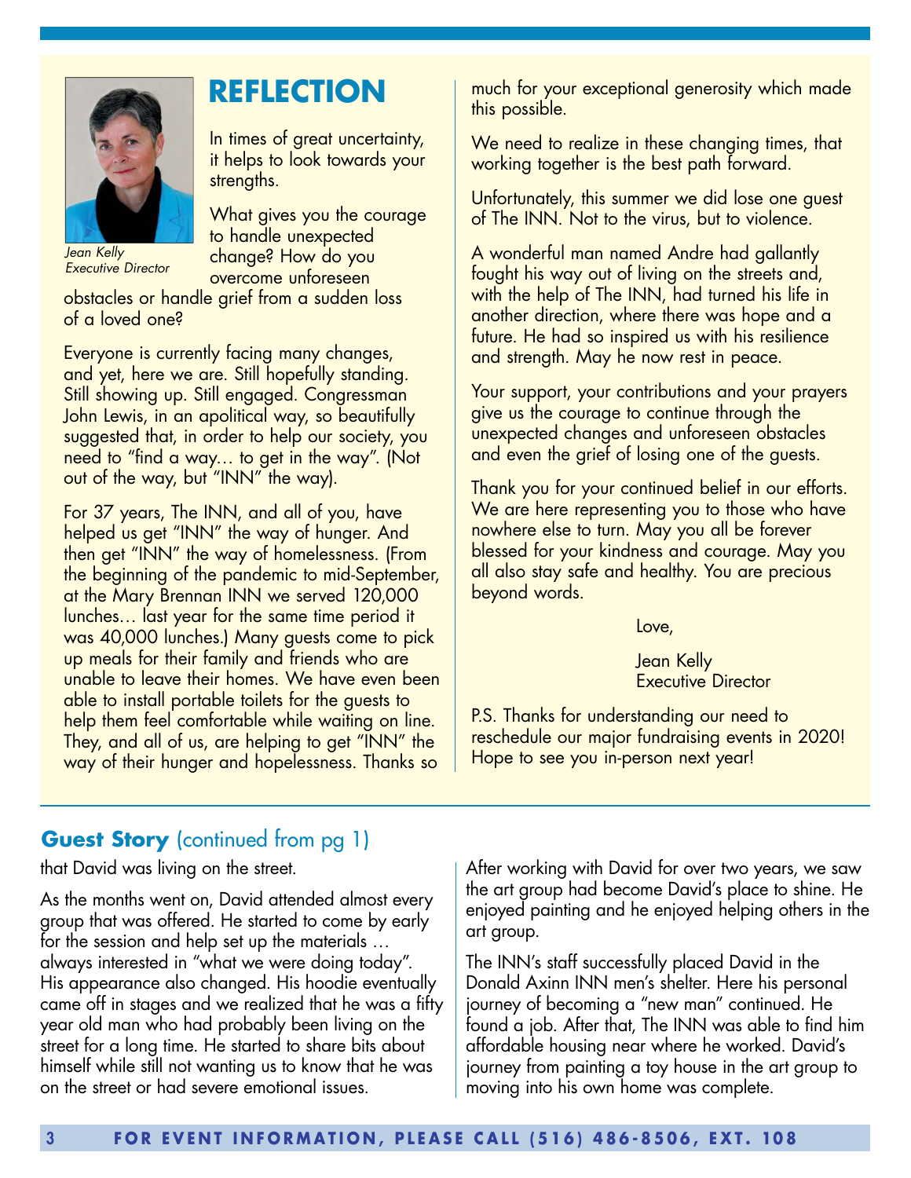# REFLECTION

*Jean Kelly*
*Executive Director*

In times of great uncertainty, it helps to look towards your strengths.

What gives you the courage to handle unexpected change? How do you overcome unforeseen obstacles or handle grief from a sudden loss of a loved one?

Everyone is currently facing many changes, and yet, here we are. Still hopefully standing. Still showing up. Still engaged. Congressman John Lewis, in an apolitical way, so beautifully suggested that, in order to help our society, you need to "find a way… to get in the way". (Not out of the way, but "INN" the way).

For 37 years, The INN, and all of you, have helped us get "INN" the way of hunger. And then get "INN" the way of homelessness. (From the beginning of the pandemic to mid-September, at the Mary Brennan INN we served 120,000 lunches… last year for the same time period it was 40,000 lunches.) Many guests come to pick up meals for their family and friends who are unable to leave their homes. We have even been able to install portable toilets for the guests to help them feel comfortable while waiting on line. They, and all of us, are helping to get "INN" the way of their hunger and hopelessness. Thanks so much for your exceptional generosity which made this possible.

We need to realize in these changing times, that working together is the best path forward.

Unfortunately, this summer we did lose one guest of The INN. Not to the virus, but to violence.

A wonderful man named Andre had gallantly fought his way out of living on the streets and, with the help of The INN, had turned his life in another direction, where there was hope and a future. He had so inspired us with his resilience and strength. May he now rest in peace.

Your support, your contributions and your prayers give us the courage to continue through the unexpected changes and unforeseen obstacles and even the grief of losing one of the guests.

Thank you for your continued belief in our efforts. We are here representing you to those who have nowhere else to turn. May you all be forever blessed for your kindness and courage. May you all also stay safe and healthy. You are precious beyond words.

Love,

Jean Kelly
Executive Director

P.S. Thanks for understanding our need to reschedule our major fundraising events in 2020! Hope to see you in-person next year!

## **Guest Story** (continued from pg 1)

that David was living on the street.

As the months went on, David attended almost every group that was offered. He started to come by early for the session and help set up the materials … always interested in "what we were doing today". His appearance also changed. His hoodie eventually came off in stages and we realized that he was a fifty year old man who had probably been living on the street for a long time. He started to share bits about himself while still not wanting us to know that he was on the street or had severe emotional issues.

After working with David for over two years, we saw the art group had become David's place to shine. He enjoyed painting and he enjoyed helping others in the art group.

The INN's staff successfully placed David in the Donald Axinn INN men's shelter. Here his personal journey of becoming a "new man" continued. He found a job. After that, The INN was able to find him affordable housing near where he worked. David's journey from painting a toy house in the art group to moving into his own home was complete.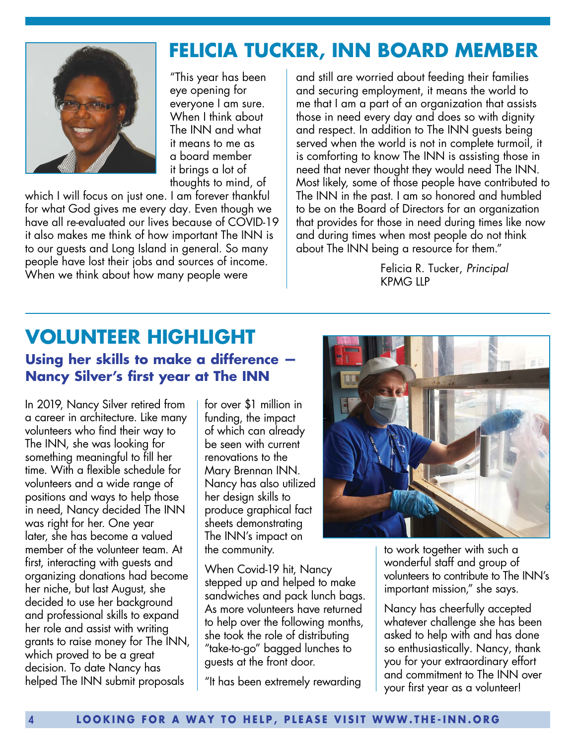# FELICIA TUCKER, INN BOARD MEMBER

"This year has been eye opening for everyone I am sure. When I think about The INN and what it means to me as a board member it brings a lot of thoughts to mind, of which I will focus on just one. I am forever thankful for what God gives me every day. Even though we have all re-evaluated our lives because of COVID-19 it also makes me think of how important The INN is to our guests and Long Island in general. So many people have lost their jobs and sources of income. When we think about how many people were and still are worried about feeding their families and securing employment, it means the world to me that I am a part of an organization that assists those in need every day and does so with dignity and respect. In addition to The INN guests being served when the world is not in complete turmoil, it is comforting to know The INN is assisting those in need that never thought they would need The INN. Most likely, some of those people have contributed to The INN in the past. I am so honored and humbled to be on the Board of Directors for an organization that provides for those in need during times like now and during times when most people do not think about The INN being a resource for them."

Felicia R. Tucker, *Principal*
KPMG LLP

# VOLUNTEER HIGHLIGHT

## Using her skills to make a difference — Nancy Silver's first year at The INN

In 2019, Nancy Silver retired from a career in architecture. Like many volunteers who find their way to The INN, she was looking for something meaningful to fill her time. With a flexible schedule for volunteers and a wide range of positions and ways to help those in need, Nancy decided The INN was right for her. One year later, she has become a valued member of the volunteer team. At first, interacting with guests and organizing donations had become her niche, but last August, she decided to use her background and professional skills to expand her role and assist with writing grants to raise money for The INN, which proved to be a great decision. To date Nancy has helped The INN submit proposals for over $1 million in funding, the impact of which can already be seen with current renovations to the Mary Brennan INN. Nancy has also utilized her design skills to produce graphical fact sheets demonstrating The INN's impact on the community.

When Covid-19 hit, Nancy stepped up and helped to make sandwiches and pack lunch bags. As more volunteers have returned to help over the following months, she took the role of distributing "take-to-go" bagged lunches to guests at the front door.

"It has been extremely rewarding to work together with such a wonderful staff and group of volunteers to contribute to The INN's important mission," she says.

Nancy has cheerfully accepted whatever challenge she has been asked to help with and has done so enthusiastically. Nancy, thank you for your extraordinary effort and commitment to The INN over your first year as a volunteer!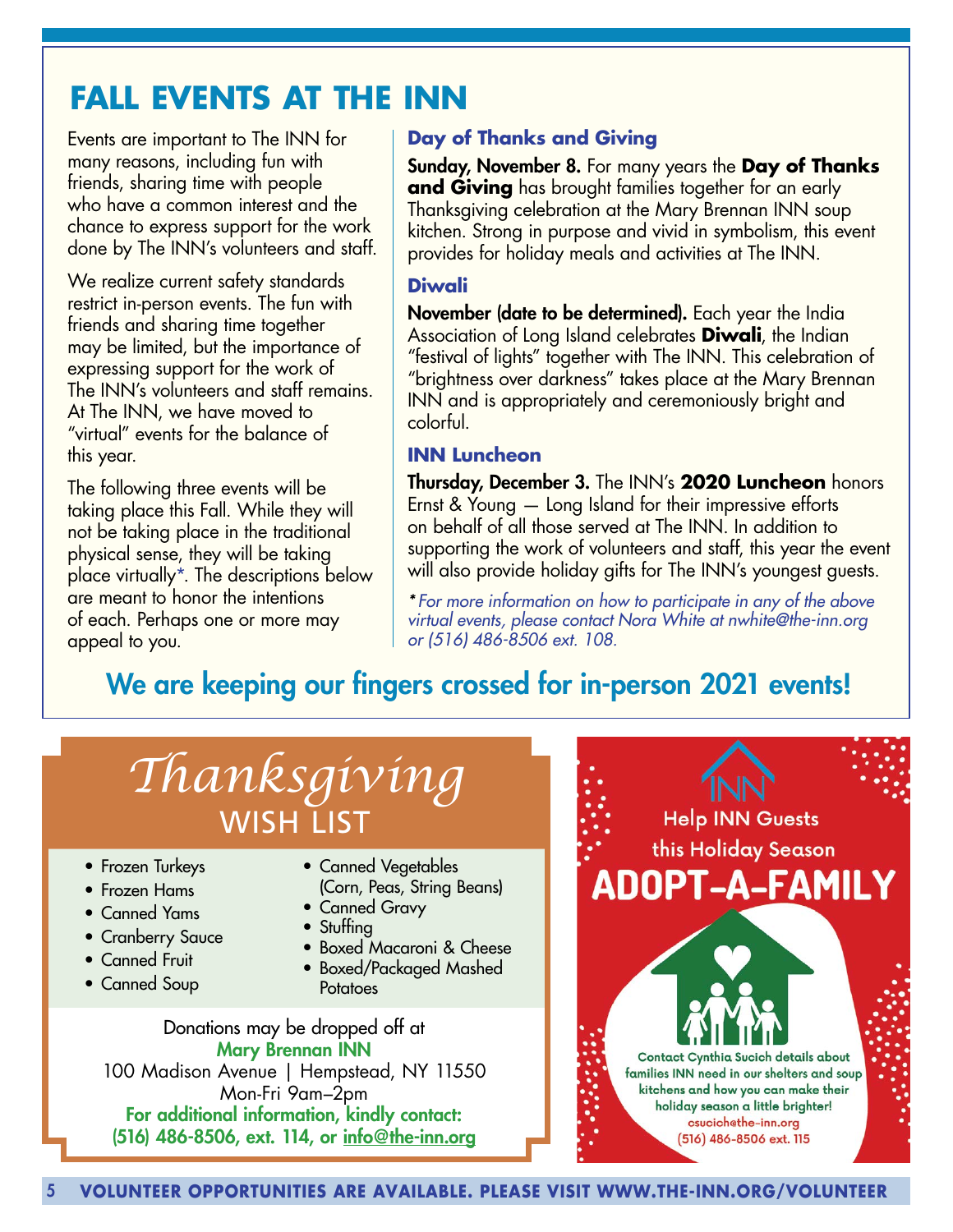# FALL EVENTS AT THE INN

Events are important to The INN for many reasons, including fun with friends, sharing time with people who have a common interest and the chance to express support for the work done by The INN's volunteers and staff.

We realize current safety standards restrict in-person events. The fun with friends and sharing time together may be limited, but the importance of expressing support for the work of The INN's volunteers and staff remains. At The INN, we have moved to "virtual" events for the balance of this year.

The following three events will be taking place this Fall. While they will not be taking place in the traditional physical sense, they will be taking place virtually*. The descriptions below are meant to honor the intentions of each. Perhaps one or more may appeal to you.

### Day of Thanks and Giving

**Sunday, November 8.** For many years the **Day of Thanks and Giving** has brought families together for an early Thanksgiving celebration at the Mary Brennan INN soup kitchen. Strong in purpose and vivid in symbolism, this event provides for holiday meals and activities at The INN.

### Diwali

**November (date to be determined).** Each year the India Association of Long Island celebrates **Diwali**, the Indian "festival of lights" together with The INN. This celebration of "brightness over darkness" takes place at the Mary Brennan INN and is appropriately and ceremoniously bright and colorful.

### INN Luncheon

**Thursday, December 3.** The INN's **2020 Luncheon** honors Ernst & Young — Long Island for their impressive efforts on behalf of all those served at The INN. In addition to supporting the work of volunteers and staff, this year the event will also provide holiday gifts for The INN's youngest guests.

*\* For more information on how to participate in any of the above virtual events, please contact Nora White at nwhite@the-inn.org or (516) 486-8506 ext. 108.*

**We are keeping our fingers crossed for in-person 2021 events!**

## Thanksgiving WISH LIST

- Frozen Turkeys
- Frozen Hams
- Canned Yams
- Cranberry Sauce
- Canned Fruit
- Canned Soup
- Canned Vegetables (Corn, Peas, String Beans)
- Canned Gravy
- Stuffing
- Boxed Macaroni & Cheese
- Boxed/Packaged Mashed Potatoes

Donations may be dropped off at
**Mary Brennan INN**
100 Madison Avenue | Hempstead, NY 11550
Mon-Fri 9am–2pm
**For additional information, kindly contact: (516) 486-8506, ext. 114, or info@the-inn.org**

## INN

Help INN Guests this Holiday Season

## ADOPT-A-FAMILY

Contact Cynthia Sucich details about families INN need in our shelters and soup kitchens and how you can make their holiday season a little brighter!
csucich@the-inn.org
(516) 486-8506 ext. 115

**VOLUNTEER OPPORTUNITIES ARE AVAILABLE. PLEASE VISIT WWW.THE-INN.ORG/VOLUNTEER**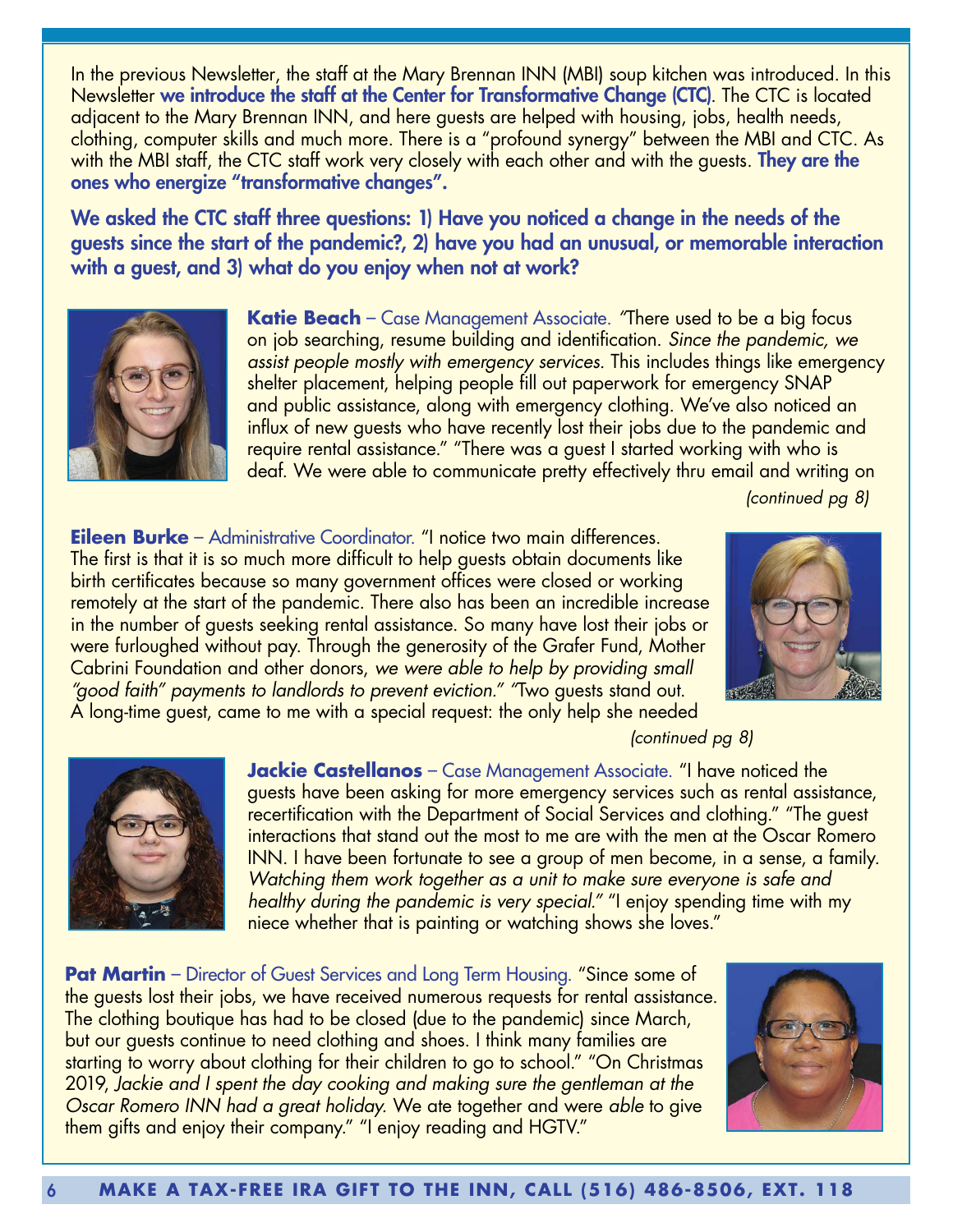In the previous Newsletter, the staff at the Mary Brennan INN (MBI) soup kitchen was introduced. In this Newsletter **we introduce the staff at the Center for Transformative Change (CTC)**. The CTC is located adjacent to the Mary Brennan INN, and here guests are helped with housing, jobs, health needs, clothing, computer skills and much more. There is a "profound synergy" between the MBI and CTC. As with the MBI staff, the CTC staff work very closely with each other and with the guests. **They are the ones who energize "transformative changes".**

**We asked the CTC staff three questions: 1) Have you noticed a change in the needs of the guests since the start of the pandemic?, 2) have you had an unusual, or memorable interaction with a guest, and 3) what do you enjoy when not at work?**

**Katie Beach** – Case Management Associate. "There used to be a big focus on job searching, resume building and identification. *Since the pandemic, we assist people mostly with emergency services.* This includes things like emergency shelter placement, helping people fill out paperwork for emergency SNAP and public assistance, along with emergency clothing. We've also noticed an influx of new guests who have recently lost their jobs due to the pandemic and require rental assistance." "There was a guest I started working with who is deaf. We were able to communicate pretty effectively thru email and writing on

*(continued pg 8)*

**Eileen Burke** – Administrative Coordinator. "I notice two main differences. The first is that it is so much more difficult to help guests obtain documents like birth certificates because so many government offices were closed or working remotely at the start of the pandemic. There also has been an incredible increase in the number of guests seeking rental assistance. So many have lost their jobs or were furloughed without pay. Through the generosity of the Grafer Fund, Mother Cabrini Foundation and other donors, *we were able to help by providing small "good faith" payments to landlords to prevent eviction."* "Two guests stand out. A long-time guest, came to me with a special request: the only help she needed

*(continued pg 8)*

**Jackie Castellanos** – Case Management Associate. "I have noticed the guests have been asking for more emergency services such as rental assistance, recertification with the Department of Social Services and clothing." "The guest interactions that stand out the most to me are with the men at the Oscar Romero INN. I have been fortunate to see a group of men become, in a sense, a family. *Watching them work together as a unit to make sure everyone is safe and healthy during the pandemic is very special."* "I enjoy spending time with my niece whether that is painting or watching shows she loves."

**Pat Martin** – Director of Guest Services and Long Term Housing. "Since some of the guests lost their jobs, we have received numerous requests for rental assistance. The clothing boutique has had to be closed (due to the pandemic) since March, but our guests continue to need clothing and shoes. I think many families are starting to worry about clothing for their children to go to school." "On Christmas 2019, *Jackie and I spent the day cooking and making sure the gentleman at the Oscar Romero INN had a great holiday.* We ate together and were *able* to give them gifts and enjoy their company." "I enjoy reading and HGTV."

**MAKE A TAX-FREE IRA GIFT TO THE INN, CALL (516) 486-8506, EXT. 118**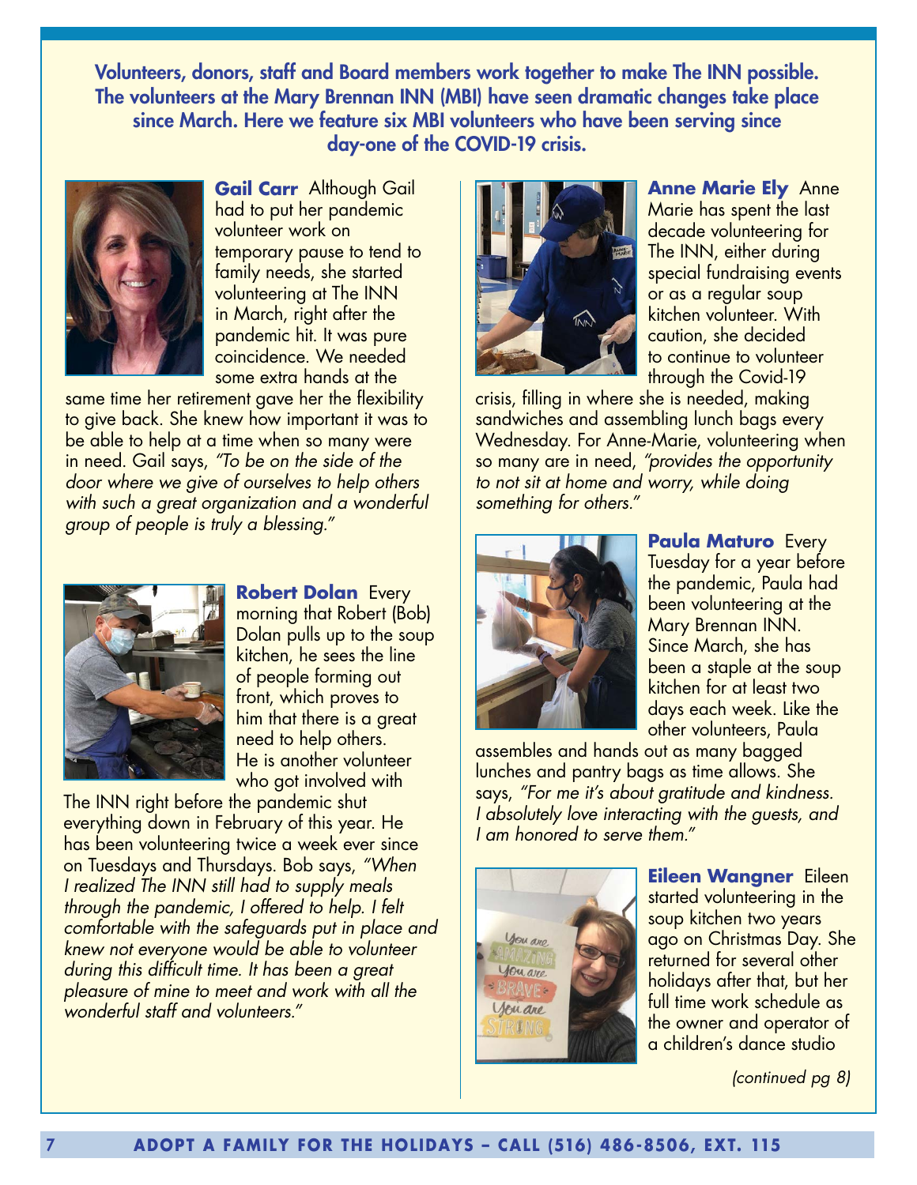**Volunteers, donors, staff and Board members work together to make The INN possible. The volunteers at the Mary Brennan INN (MBI) have seen dramatic changes take place since March. Here we feature six MBI volunteers who have been serving since day-one of the COVID-19 crisis.**

**Gail Carr** Although Gail had to put her pandemic volunteer work on temporary pause to tend to family needs, she started volunteering at The INN in March, right after the pandemic hit. It was pure coincidence. We needed some extra hands at the same time her retirement gave her the flexibility to give back. She knew how important it was to be able to help at a time when so many were in need. Gail says, *"To be on the side of the door where we give of ourselves to help others with such a great organization and a wonderful group of people is truly a blessing."*

**Robert Dolan** Every morning that Robert (Bob) Dolan pulls up to the soup kitchen, he sees the line of people forming out front, which proves to him that there is a great need to help others. He is another volunteer who got involved with The INN right before the pandemic shut everything down in February of this year. He has been volunteering twice a week ever since on Tuesdays and Thursdays. Bob says, *"When I realized The INN still had to supply meals through the pandemic, I offered to help. I felt comfortable with the safeguards put in place and knew not everyone would be able to volunteer during this difficult time. It has been a great pleasure of mine to meet and work with all the wonderful staff and volunteers."*

**Anne Marie Ely** Anne Marie has spent the last decade volunteering for The INN, either during special fundraising events or as a regular soup kitchen volunteer. With caution, she decided to continue to volunteer through the Covid-19 crisis, filling in where she is needed, making sandwiches and assembling lunch bags every Wednesday. For Anne-Marie, volunteering when so many are in need, *"provides the opportunity to not sit at home and worry, while doing something for others."*

**Paula Maturo** Every Tuesday for a year before the pandemic, Paula had been volunteering at the Mary Brennan INN. Since March, she has been a staple at the soup kitchen for at least two days each week. Like the other volunteers, Paula assembles and hands out as many bagged lunches and pantry bags as time allows. She says, *"For me it's about gratitude and kindness. I absolutely love interacting with the guests, and I am honored to serve them."*

**Eileen Wangner** Eileen started volunteering in the soup kitchen two years ago on Christmas Day. She returned for several other holidays after that, but her full time work schedule as the owner and operator of a children's dance studio

*(continued pg 8)*

**ADOPT A FAMILY FOR THE HOLIDAYS – CALL (516) 486-8506, EXT. 115**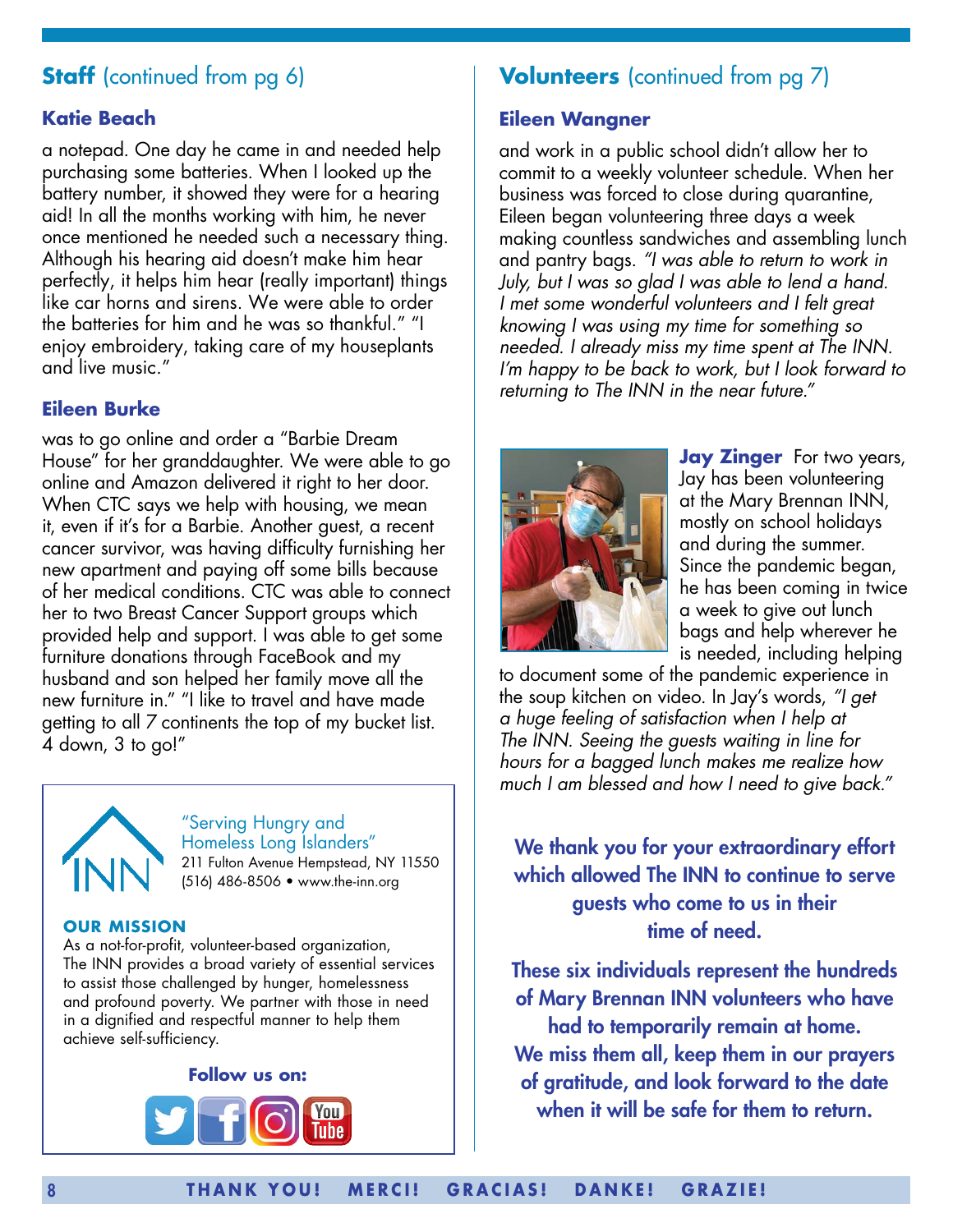## **Staff** (continued from pg 6)

### Katie Beach

a notepad. One day he came in and needed help purchasing some batteries. When I looked up the battery number, it showed they were for a hearing aid! In all the months working with him, he never once mentioned he needed such a necessary thing. Although his hearing aid doesn't make him hear perfectly, it helps him hear (really important) things like car horns and sirens. We were able to order the batteries for him and he was so thankful." "I enjoy embroidery, taking care of my houseplants and live music."

### Eileen Burke

was to go online and order a "Barbie Dream House" for her granddaughter. We were able to go online and Amazon delivered it right to her door. When CTC says we help with housing, we mean it, even if it's for a Barbie. Another guest, a recent cancer survivor, was having difficulty furnishing her new apartment and paying off some bills because of her medical conditions. CTC was able to connect her to two Breast Cancer Support groups which provided help and support. I was able to get some furniture donations through FaceBook and my husband and son helped her family move all the new furniture in." "I like to travel and have made getting to all 7 continents the top of my bucket list. 4 down, 3 to go!"

INN

"Serving Hungry and Homeless Long Islanders"
211 Fulton Avenue Hempstead, NY 11550
(516) 486-8506 • www.the-inn.org

**OUR MISSION**
As a not-for-profit, volunteer-based organization, The INN provides a broad variety of essential services to assist those challenged by hunger, homelessness and profound poverty. We partner with those in need in a dignified and respectful manner to help them achieve self-sufficiency.

**Follow us on:**

## **Volunteers** (continued from pg 7)

### Eileen Wangner

and work in a public school didn't allow her to commit to a weekly volunteer schedule. When her business was forced to close during quarantine, Eileen began volunteering three days a week making countless sandwiches and assembling lunch and pantry bags. *"I was able to return to work in July, but I was so glad I was able to lend a hand. I met some wonderful volunteers and I felt great knowing I was using my time for something so needed. I already miss my time spent at The INN. I'm happy to be back to work, but I look forward to returning to The INN in the near future."*

**Jay Zinger** For two years, Jay has been volunteering at the Mary Brennan INN, mostly on school holidays and during the summer. Since the pandemic began, he has been coming in twice a week to give out lunch bags and help wherever he is needed, including helping to document some of the pandemic experience in the soup kitchen on video. In Jay's words, *"I get a huge feeling of satisfaction when I help at The INN. Seeing the guests waiting in line for hours for a bagged lunch makes me realize how much I am blessed and how I need to give back."*

**We thank you for your extraordinary effort which allowed The INN to continue to serve guests who come to us in their time of need.**

**These six individuals represent the hundreds of Mary Brennan INN volunteers who have had to temporarily remain at home. We miss them all, keep them in our prayers of gratitude, and look forward to the date when it will be safe for them to return.**

**THANK YOU! MERCI! GRACIAS! DANKE! GRAZIE!**